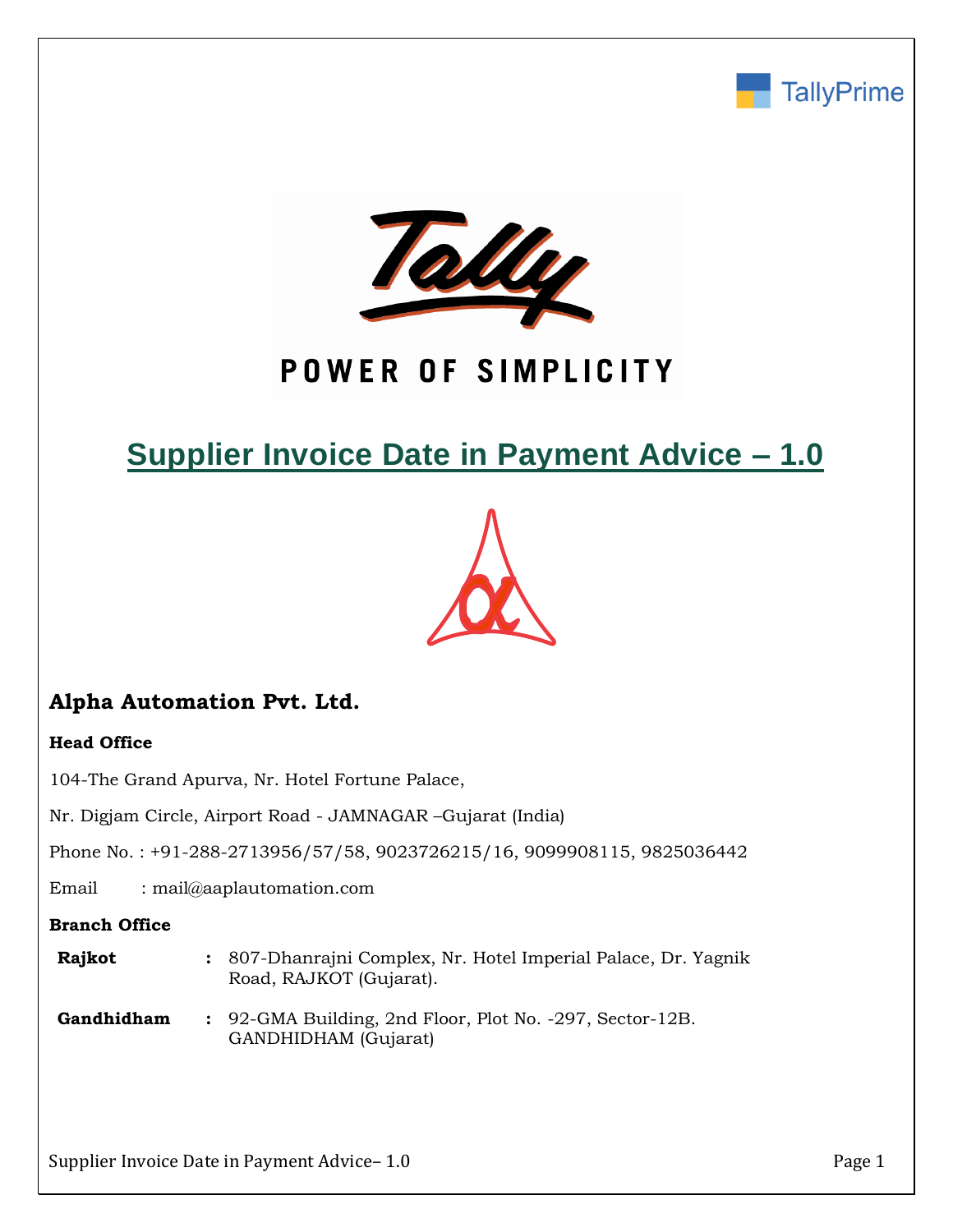TallyPrime

Tally

POWER OF SIMPLICITY

# Supplier Invoice Date in Payment Advice – 1.0

## Alpha Automation Pvt. Ltd.

**Head Office**

104-The Grand Apurva, Nr. Hotel Fortune Palace,

Nr. Digjam Circle, Airport Road - JAMNAGAR –Gujarat (India)

Phone No. : +91-288-2713956/57/58, 9023726215/16, 9099908115, 9825036442

Email : mail@aaplautomation.com

**Branch Office**

| | | |
|---|---|---|
| **Rajkot** | **:** | 807-Dhanrajni Complex, Nr. Hotel Imperial Palace, Dr. Yagnik Road, RAJKOT (Gujarat). |
| **Gandhidham** | **:** | 92-GMA Building, 2nd Floor, Plot No. -297, Sector-12B. GANDHIDHAM (Gujarat) |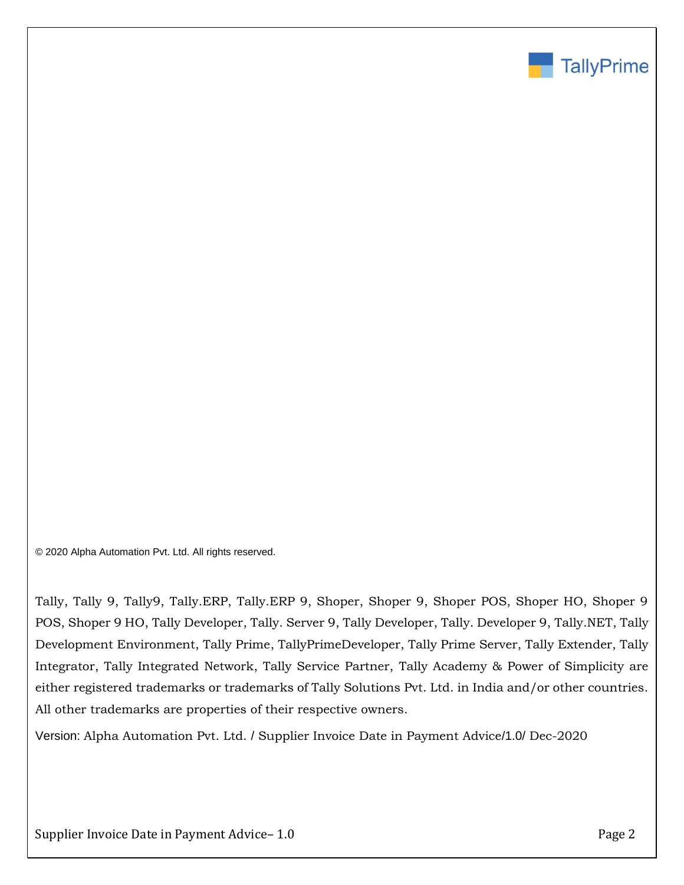© 2020 Alpha Automation Pvt. Ltd. All rights reserved.

Tally, Tally 9, Tally9, Tally.ERP, Tally.ERP 9, Shoper, Shoper 9, Shoper POS, Shoper HO, Shoper 9 POS, Shoper 9 HO, Tally Developer, Tally. Server 9, Tally Developer, Tally. Developer 9, Tally.NET, Tally Development Environment, Tally Prime, TallyPrimeDeveloper, Tally Prime Server, Tally Extender, Tally Integrator, Tally Integrated Network, Tally Service Partner, Tally Academy & Power of Simplicity are either registered trademarks or trademarks of Tally Solutions Pvt. Ltd. in India and/or other countries. All other trademarks are properties of their respective owners.

Version: Alpha Automation Pvt. Ltd. / Supplier Invoice Date in Payment Advice/1.0/ Dec-2020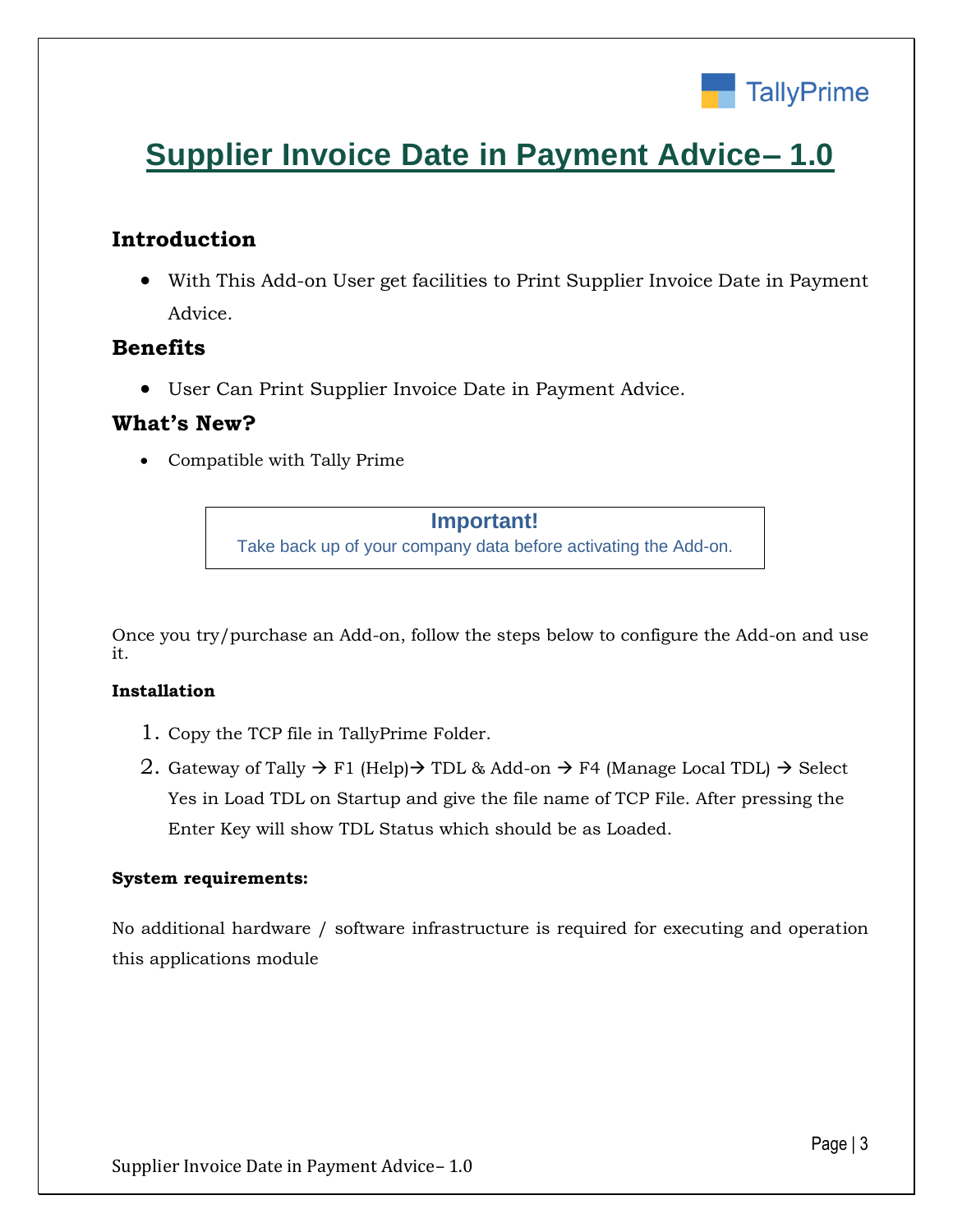# Supplier Invoice Date in Payment Advice– 1.0

## Introduction

- With This Add-on User get facilities to Print Supplier Invoice Date in Payment Advice.

## Benefits

- User Can Print Supplier Invoice Date in Payment Advice.

## What's New?

- Compatible with Tally Prime

**Important!**
Take back up of your company data before activating the Add-on.

Once you try/purchase an Add-on, follow the steps below to configure the Add-on and use it.

**Installation**

1. Copy the TCP file in TallyPrime Folder.
2. Gateway of Tally → F1 (Help)→ TDL & Add-on → F4 (Manage Local TDL) → Select Yes in Load TDL on Startup and give the file name of TCP File. After pressing the Enter Key will show TDL Status which should be as Loaded.

**System requirements:**

No additional hardware / software infrastructure is required for executing and operation this applications module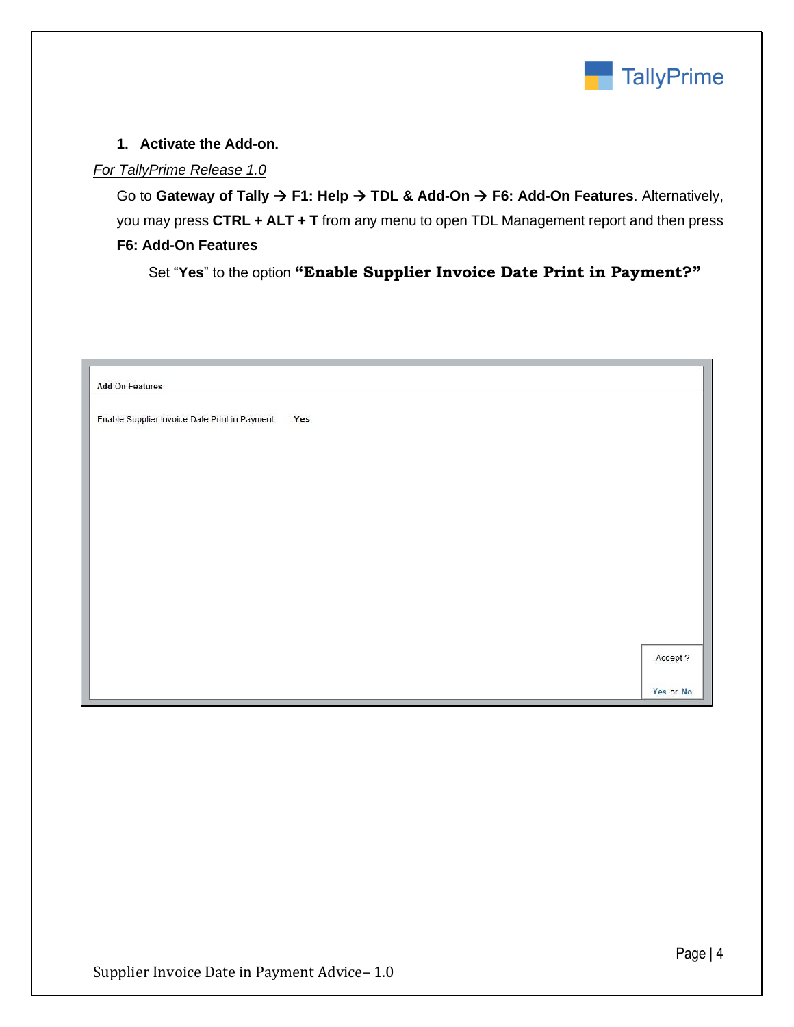1. **Activate the Add-on.**

*For TallyPrime Release 1.0*

Go to **Gateway of Tally → F1: Help → TDL & Add-On → F6: Add-On Features**. Alternatively, you may press **CTRL + ALT + T** from any menu to open TDL Management report and then press **F6: Add-On Features**

Set "**Yes**" to the option **"Enable Supplier Invoice Date Print in Payment?"**

Add-On Features

Enable Supplier Invoice Date Print in Payment : Yes

Accept ?

Yes or No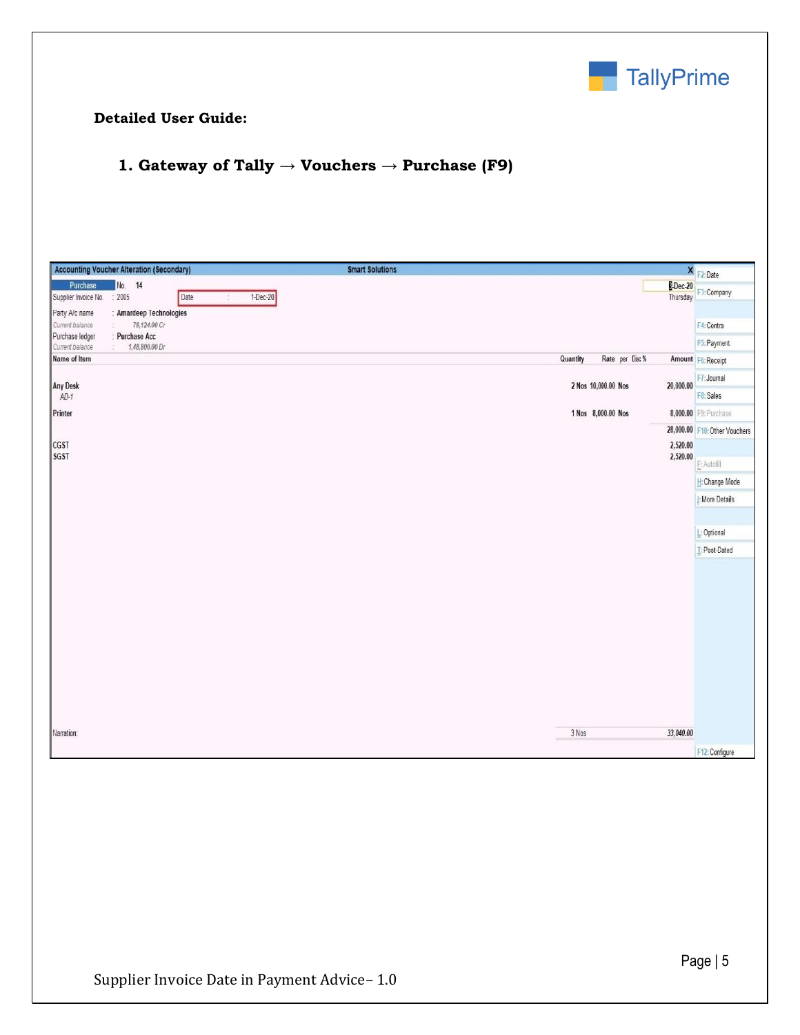**Detailed User Guide:**

1. **Gateway of Tally → Vouchers → Purchase (F9)**

Accounting Voucher Alteration (Secondary) — Smart Solutions

Purchase No. 14 — 8-Dec-20, Thursday

Supplier Invoice No. : 2005 Date : 1-Dec-20

Party A/c name : Amardeep Technologies
Current balance : 78,124.00 Cr
Purchase ledger : Purchase Acc
Current balance : 1,48,800.00 Dr

| Name of Item | Quantity | Rate | per | Disc % | Amount |
|---|---|---|---|---|---|
| Any Desk<br>AD-1 | 2 Nos | 10,000.00 | Nos | | 20,000.00 |
| Printer | 1 Nos | 8,000.00 | Nos | | 8,000.00 |
| | | | | | 28,000.00 |
| CGST | | | | | 2,520.00 |
| SGST | | | | | 2,520.00 |
| Narration: | 3 Nos | | | | 33,040.00 |

F2: Date, F3: Company, F4: Contra, F5: Payment, F6: Receipt, F7: Journal, F8: Sales, F9: Purchase, F10: Other Vouchers, E: Autofill, H: Change Mode, I: More Details, L: Optional, T: Post-Dated, F12: Configure

Supplier Invoice Date in Payment Advice– 1.0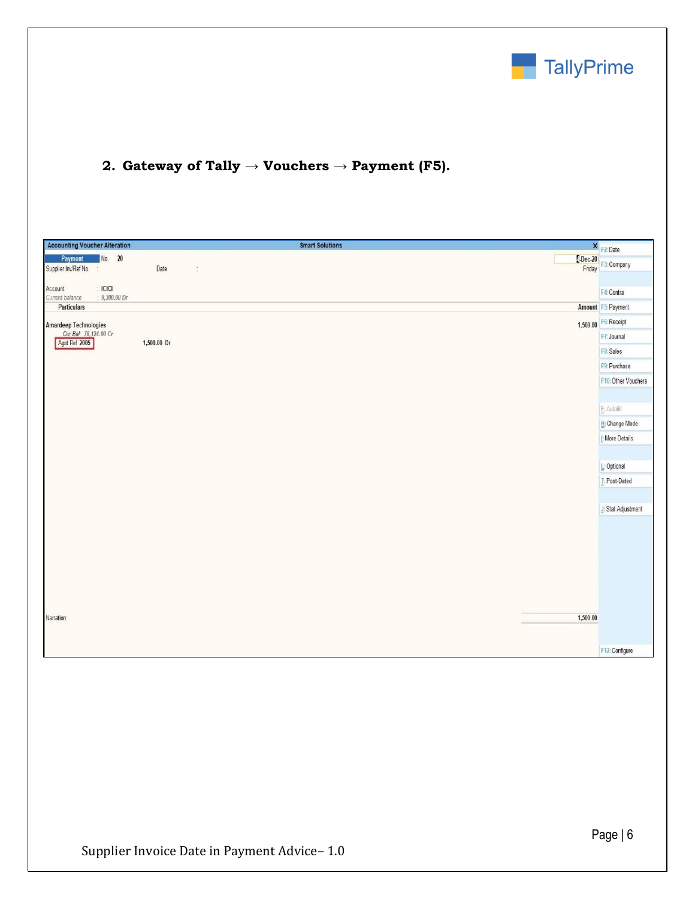2. **Gateway of Tally → Vouchers → Payment (F5).**

Accounting Voucher Alteration — Smart Solutions

Payment No. 20 — 4-Dec-20, Friday

Supplier Inv/Ref No. : Date :

Account : ICICI
Current balance : 9,300.00 Dr

| Particulars | | Amount |
|---|---|---|
| Amardeep Technologies | | 1,500.00 |
| Cur Bal: 78,124.00 Cr | | |
| Agst Ref 2005 | 1,500.00 Dr | |

Narration: 1,500.00

F2: Date
F3: Company
F4: Contra
F5: Payment
F6: Receipt
F7: Journal
F8: Sales
F9: Purchase
F10: Other Vouchers
E: Autofill
H: Change Mode
I: More Details
L: Optional
T: Post-Dated
J: Stat Adjustment
F12: Configure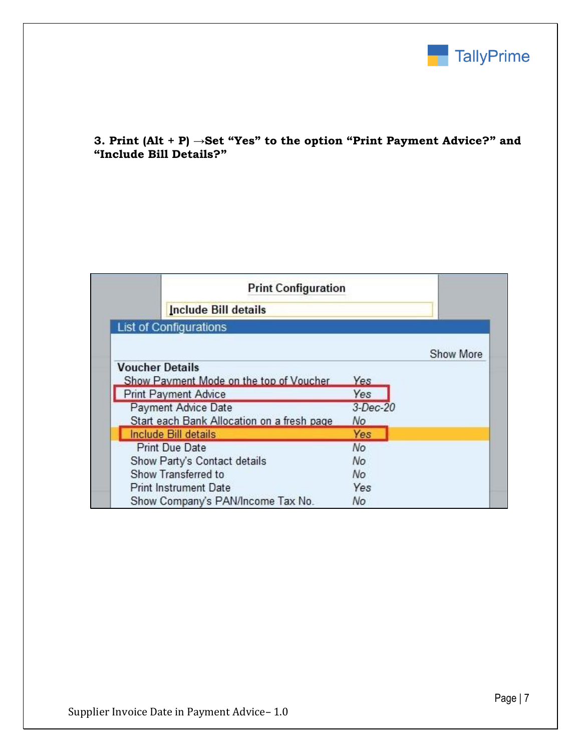**3. Print (Alt + P) →Set "Yes" to the option "Print Payment Advice?" and "Include Bill Details?"**

Print Configuration

Include Bill details

List of Configurations

Show More

| Voucher Details | |
|---|---|
| Show Payment Mode on the top of Voucher | Yes |
| Print Payment Advice | Yes |
| Payment Advice Date | 3-Dec-20 |
| Start each Bank Allocation on a fresh page | No |
| Include Bill details | Yes |
| Print Due Date | No |
| Show Party's Contact details | No |
| Show Transferred to | No |
| Print Instrument Date | Yes |
| Show Company's PAN/Income Tax No. | No |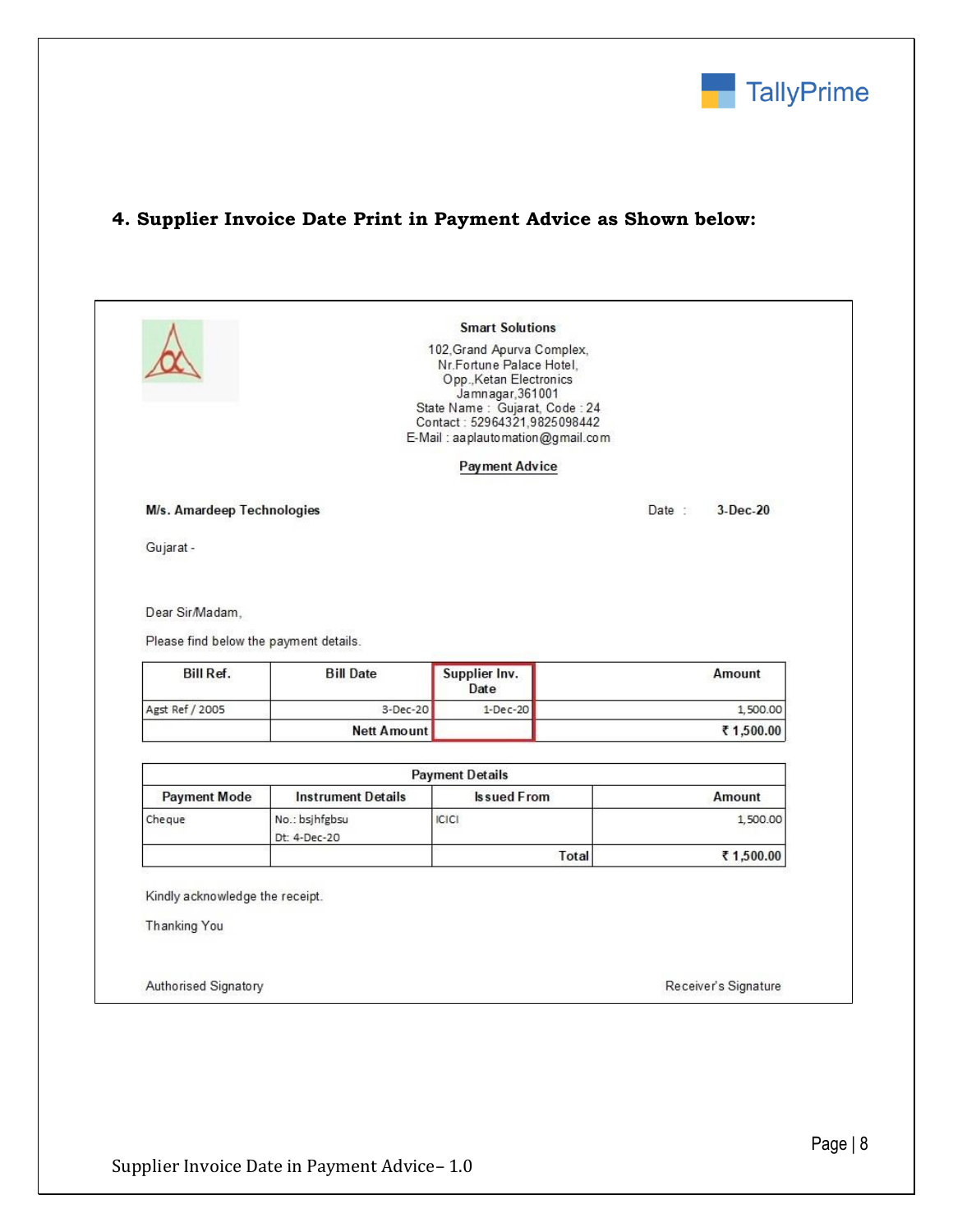## 4. Supplier Invoice Date Print in Payment Advice as Shown below:

**Smart Solutions**

102,Grand Apurva Complex,
Nr.Fortune Palace Hotel,
Opp.,Ketan Electronics
Jamnagar,361001
State Name : Gujarat, Code : 24
Contact : 52964321,9825098442
E-Mail : aaplautomation@gmail.com

**Payment Advice**

**M/s. Amardeep Technologies** Date : **3-Dec-20**

Gujarat -

Dear Sir/Madam,

Please find below the payment details.

| Bill Ref. | Bill Date | Supplier Inv. Date | Amount |
|---|---|---|---|
| Agst Ref / 2005 | 3-Dec-20 | 1-Dec-20 | 1,500.00 |
| | **Nett Amount** | | **₹ 1,500.00** |

| Payment Details | | | |
|---|---|---|---|
| **Payment Mode** | **Instrument Details** | **Issued From** | **Amount** |
| Cheque | No.: bsjhfgbsu Dt: 4-Dec-20 | ICICI | 1,500.00 |
| | | **Total** | **₹ 1,500.00** |

Kindly acknowledge the receipt.

Thanking You

Authorised Signatory Receiver's Signature

Supplier Invoice Date in Payment Advice– 1.0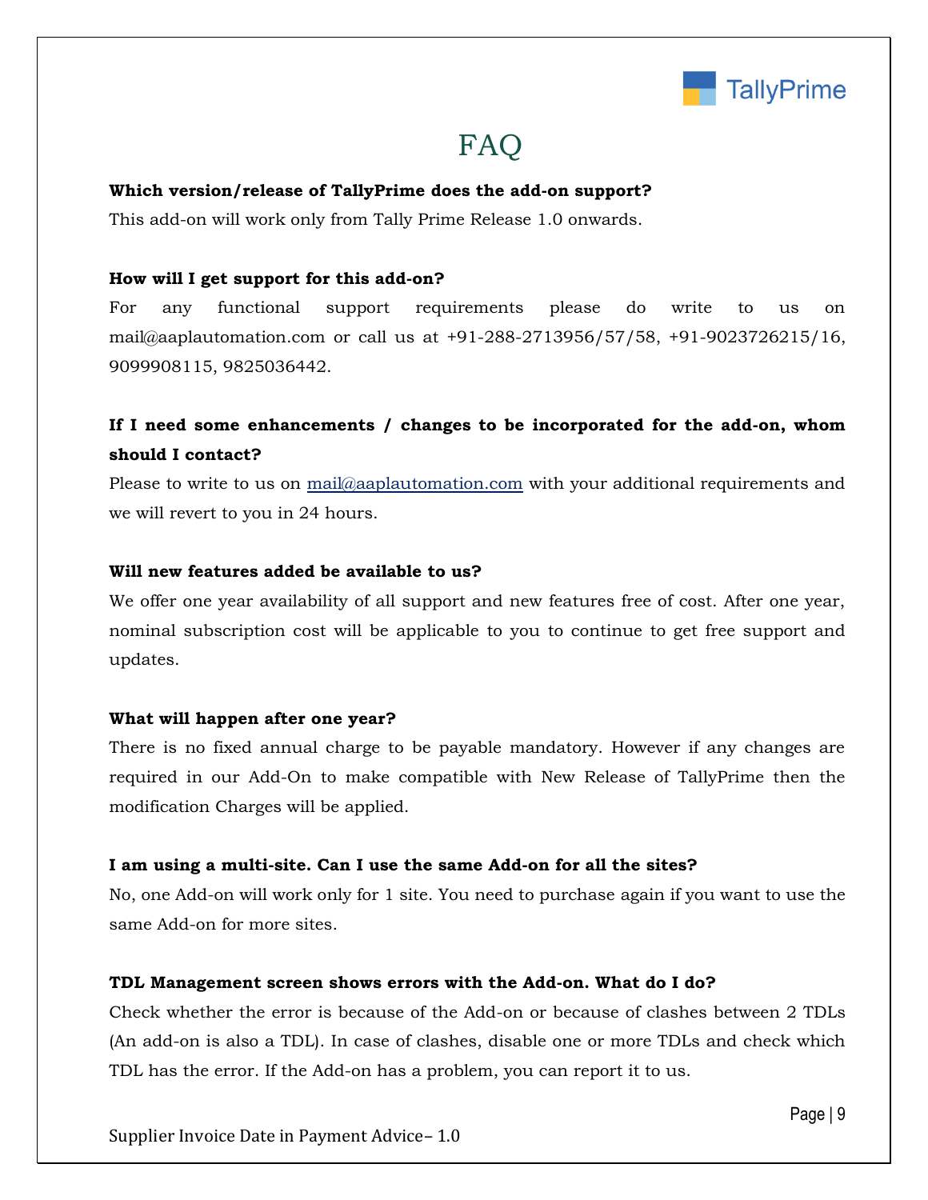# FAQ

**Which version/release of TallyPrime does the add-on support?**

This add-on will work only from Tally Prime Release 1.0 onwards.

**How will I get support for this add-on?**

For any functional support requirements please do write to us on mail@aaplautomation.com or call us at +91-288-2713956/57/58, +91-9023726215/16, 9099908115, 9825036442.

**If I need some enhancements / changes to be incorporated for the add-on, whom should I contact?**

Please to write to us on mail@aaplautomation.com with your additional requirements and we will revert to you in 24 hours.

**Will new features added be available to us?**

We offer one year availability of all support and new features free of cost. After one year, nominal subscription cost will be applicable to you to continue to get free support and updates.

**What will happen after one year?**

There is no fixed annual charge to be payable mandatory. However if any changes are required in our Add-On to make compatible with New Release of TallyPrime then the modification Charges will be applied.

**I am using a multi-site. Can I use the same Add-on for all the sites?**

No, one Add-on will work only for 1 site. You need to purchase again if you want to use the same Add-on for more sites.

**TDL Management screen shows errors with the Add-on. What do I do?**

Check whether the error is because of the Add-on or because of clashes between 2 TDLs (An add-on is also a TDL). In case of clashes, disable one or more TDLs and check which TDL has the error. If the Add-on has a problem, you can report it to us.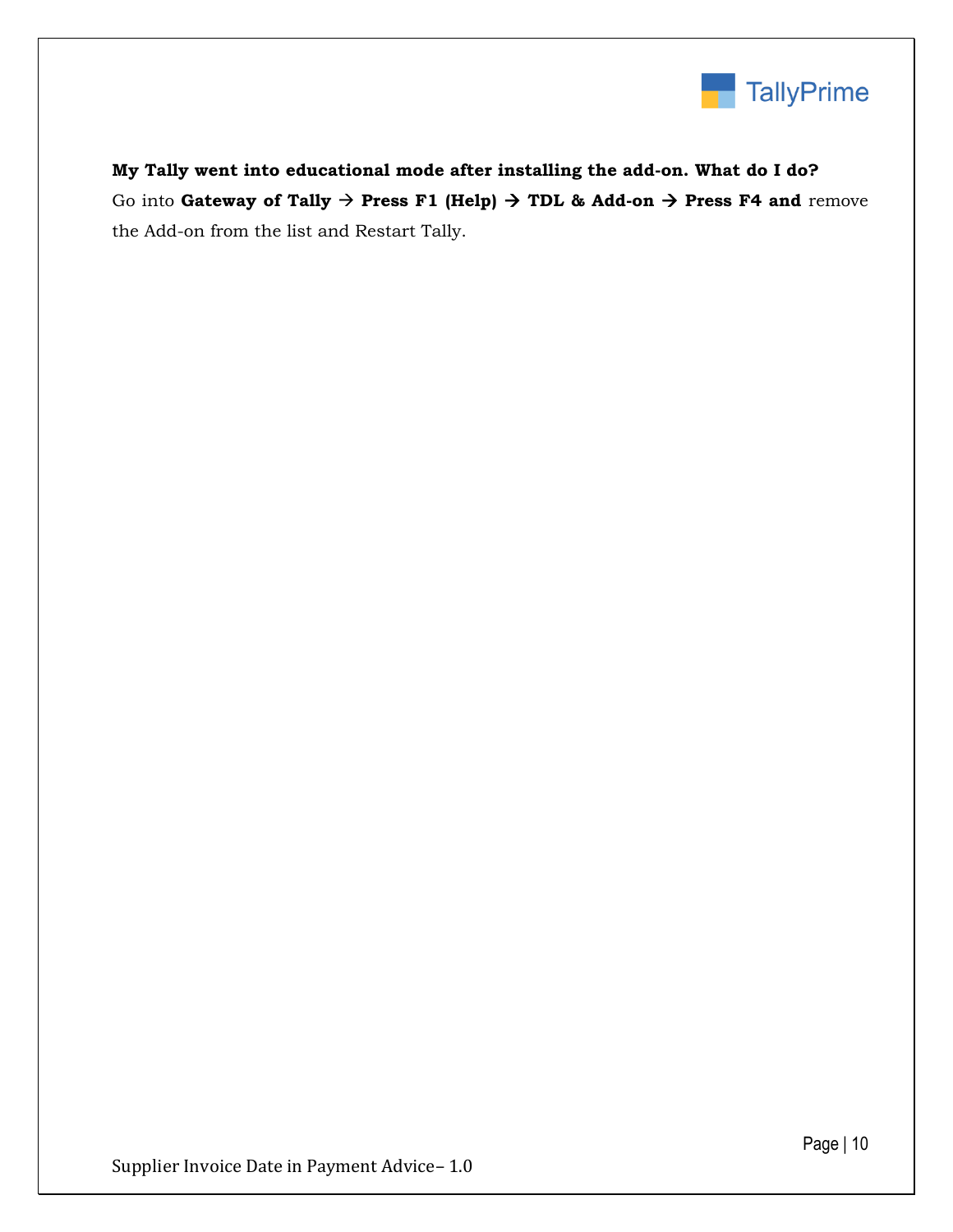**My Tally went into educational mode after installing the add-on. What do I do?**

Go into **Gateway of Tally → Press F1 (Help) → TDL & Add-on → Press F4 and** remove the Add-on from the list and Restart Tally.